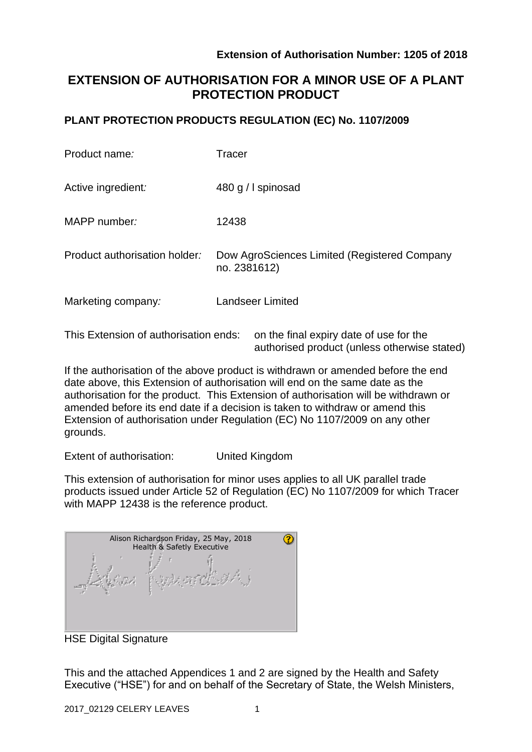**Extension of Authorisation Number: 1205 of 2018**

# EXTENSION OF AUTHORISATION FOR A MINOR USE OF A PLANT PROTECTION PRODUCT

## PLANT PROTECTION PRODUCTS REGULATION (EC) No. 1107/2009

| | |
|---|---|
| Product name: | Tracer |
| Active ingredient: | 480 g / l spinosad |
| MAPP number: | 12438 |
| Product authorisation holder: | Dow AgroSciences Limited (Registered Company no. 2381612) |
| Marketing company: | Landseer Limited |

This Extension of authorisation ends: on the final expiry date of use for the authorised product (unless otherwise stated)

If the authorisation of the above product is withdrawn or amended before the end date above, this Extension of authorisation will end on the same date as the authorisation for the product. This Extension of authorisation will be withdrawn or amended before its end date if a decision is taken to withdraw or amend this Extension of authorisation under Regulation (EC) No 1107/2009 on any other grounds.

Extent of authorisation: United Kingdom

This extension of authorisation for minor uses applies to all UK parallel trade products issued under Article 52 of Regulation (EC) No 1107/2009 for which Tracer with MAPP 12438 is the reference product.

Alison Richardson Friday, 25 May, 2018
Health & Safetly Executive

HSE Digital Signature

This and the attached Appendices 1 and 2 are signed by the Health and Safety Executive ("HSE") for and on behalf of the Secretary of State, the Welsh Ministers,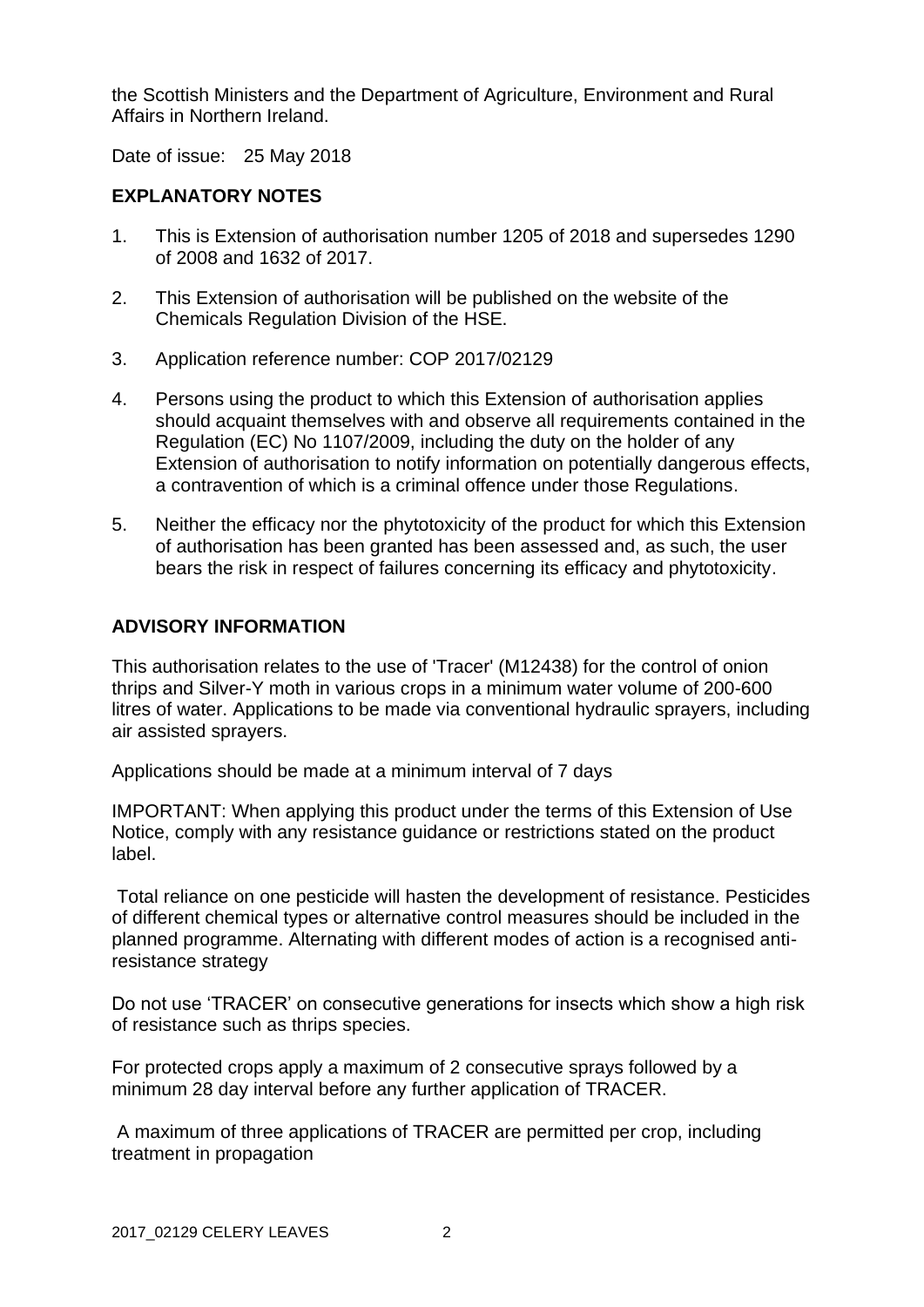the Scottish Ministers and the Department of Agriculture, Environment and Rural Affairs in Northern Ireland.

Date of issue: 25 May 2018

## EXPLANATORY NOTES

1. This is Extension of authorisation number 1205 of 2018 and supersedes 1290 of 2008 and 1632 of 2017.
2. This Extension of authorisation will be published on the website of the Chemicals Regulation Division of the HSE.
3. Application reference number: COP 2017/02129
4. Persons using the product to which this Extension of authorisation applies should acquaint themselves with and observe all requirements contained in the Regulation (EC) No 1107/2009, including the duty on the holder of any Extension of authorisation to notify information on potentially dangerous effects, a contravention of which is a criminal offence under those Regulations.
5. Neither the efficacy nor the phytotoxicity of the product for which this Extension of authorisation has been granted has been assessed and, as such, the user bears the risk in respect of failures concerning its efficacy and phytotoxicity.

## ADVISORY INFORMATION

This authorisation relates to the use of 'Tracer' (M12438) for the control of onion thrips and Silver-Y moth in various crops in a minimum water volume of 200-600 litres of water. Applications to be made via conventional hydraulic sprayers, including air assisted sprayers.

Applications should be made at a minimum interval of 7 days

IMPORTANT: When applying this product under the terms of this Extension of Use Notice, comply with any resistance guidance or restrictions stated on the product label.

Total reliance on one pesticide will hasten the development of resistance. Pesticides of different chemical types or alternative control measures should be included in the planned programme. Alternating with different modes of action is a recognised anti-resistance strategy

Do not use 'TRACER' on consecutive generations for insects which show a high risk of resistance such as thrips species.

For protected crops apply a maximum of 2 consecutive sprays followed by a minimum 28 day interval before any further application of TRACER.

A maximum of three applications of TRACER are permitted per crop, including treatment in propagation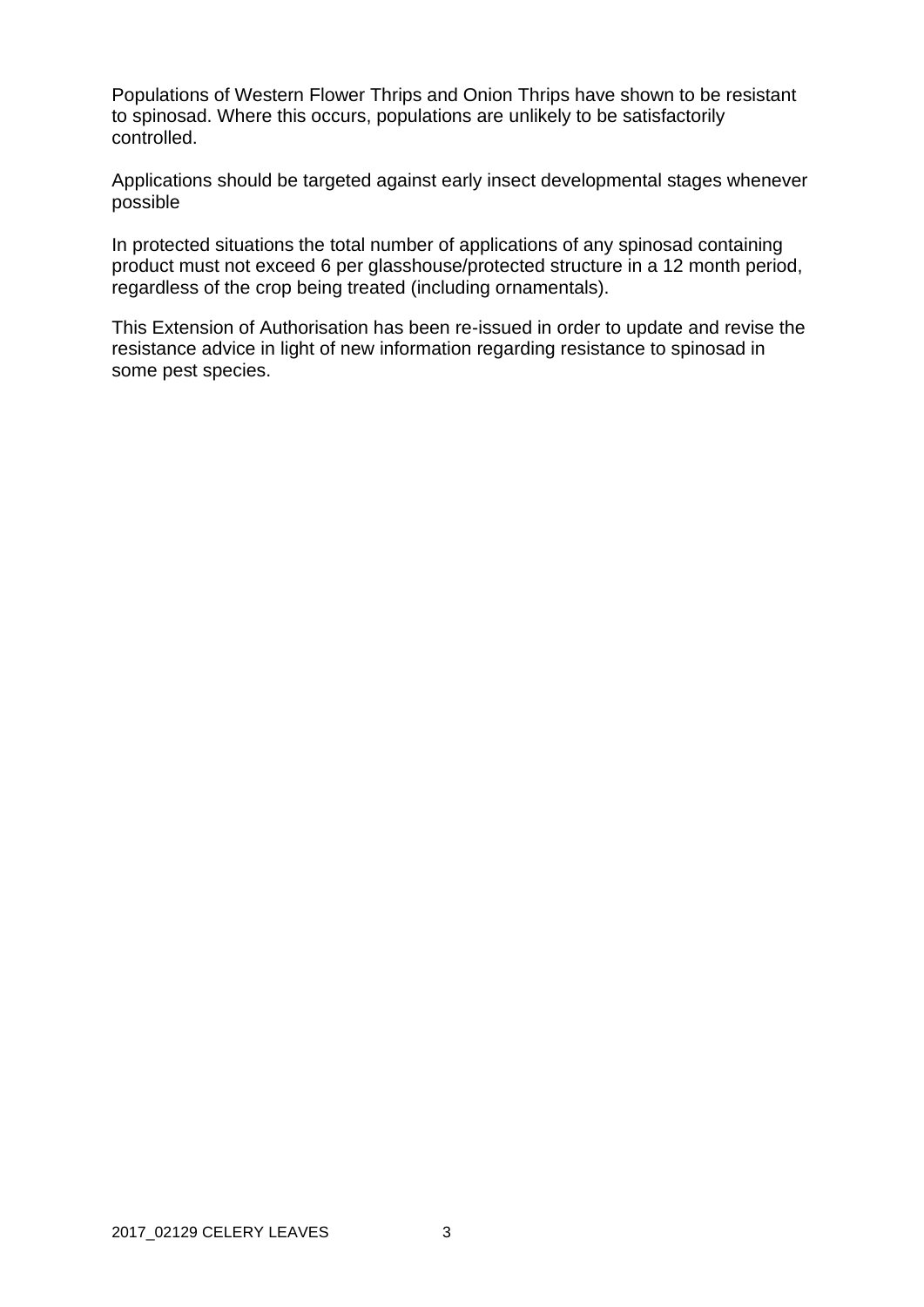Populations of Western Flower Thrips and Onion Thrips have shown to be resistant to spinosad. Where this occurs, populations are unlikely to be satisfactorily controlled.

Applications should be targeted against early insect developmental stages whenever possible

In protected situations the total number of applications of any spinosad containing product must not exceed 6 per glasshouse/protected structure in a 12 month period, regardless of the crop being treated (including ornamentals).

This Extension of Authorisation has been re-issued in order to update and revise the resistance advice in light of new information regarding resistance to spinosad in some pest species.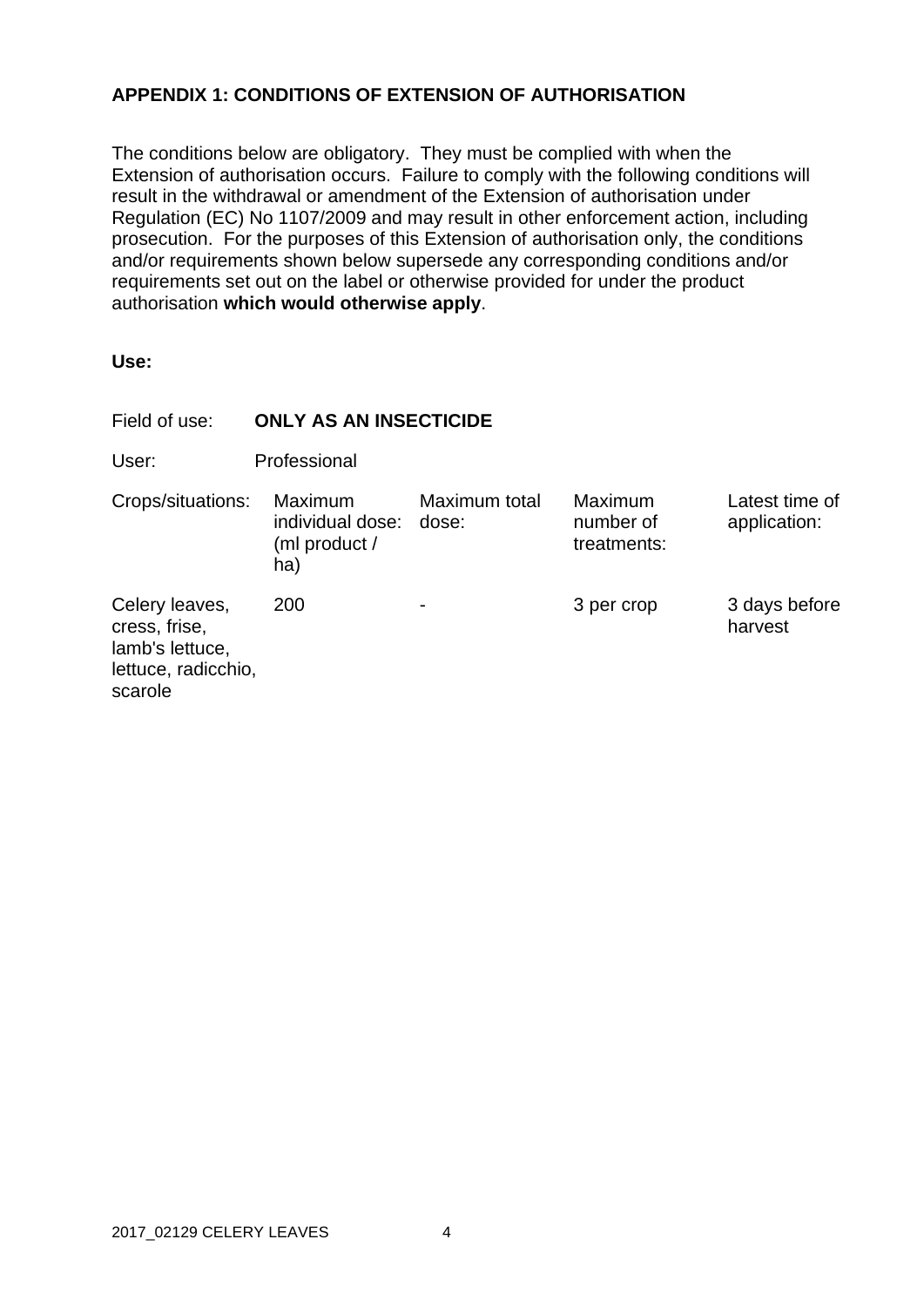**APPENDIX 1: CONDITIONS OF EXTENSION OF AUTHORISATION**

The conditions below are obligatory. They must be complied with when the Extension of authorisation occurs. Failure to comply with the following conditions will result in the withdrawal or amendment of the Extension of authorisation under Regulation (EC) No 1107/2009 and may result in other enforcement action, including prosecution. For the purposes of this Extension of authorisation only, the conditions and/or requirements shown below supersede any corresponding conditions and/or requirements set out on the label or otherwise provided for under the product authorisation **which would otherwise apply**.

**Use:**

Field of use: **ONLY AS AN INSECTICIDE**

User: Professional

| Crops/situations: | Maximum individual dose: (ml product / ha) | Maximum total dose: | Maximum number of treatments: | Latest time of application: |
|---|---|---|---|---|
| Celery leaves, cress, frise, lamb's lettuce, lettuce, radicchio, scarole | 200 | - | 3 per crop | 3 days before harvest |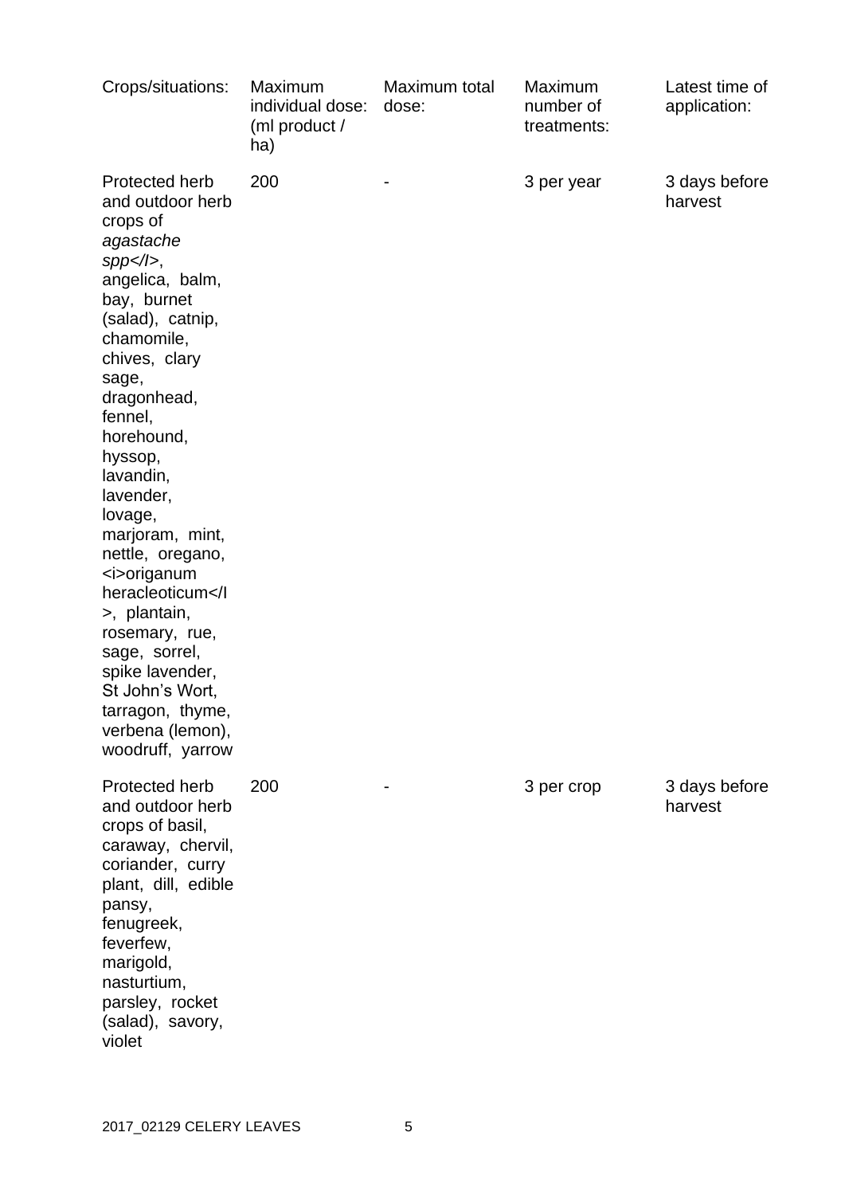| Crops/situations: | Maximum individual dose: (ml product / ha) | Maximum total dose: | Maximum number of treatments: | Latest time of application: |
|---|---|---|---|---|
| Protected herb and outdoor herb crops of *agastache spp</I>*, angelica, balm, bay, burnet (salad), catnip, chamomile, chives, clary sage, dragonhead, fennel, horehound, hyssop, lavandin, lavender, lovage, marjoram, mint, nettle, oregano, <i>origanum heracleoticum</I>, plantain, rosemary, rue, sage, sorrel, spike lavender, St John's Wort, tarragon, thyme, verbena (lemon), woodruff, yarrow | 200 | - | 3 per year | 3 days before harvest |
| Protected herb and outdoor herb crops of basil, caraway, chervil, coriander, curry plant, dill, edible pansy, fenugreek, feverfew, marigold, nasturtium, parsley, rocket (salad), savory, violet | 200 | - | 3 per crop | 3 days before harvest |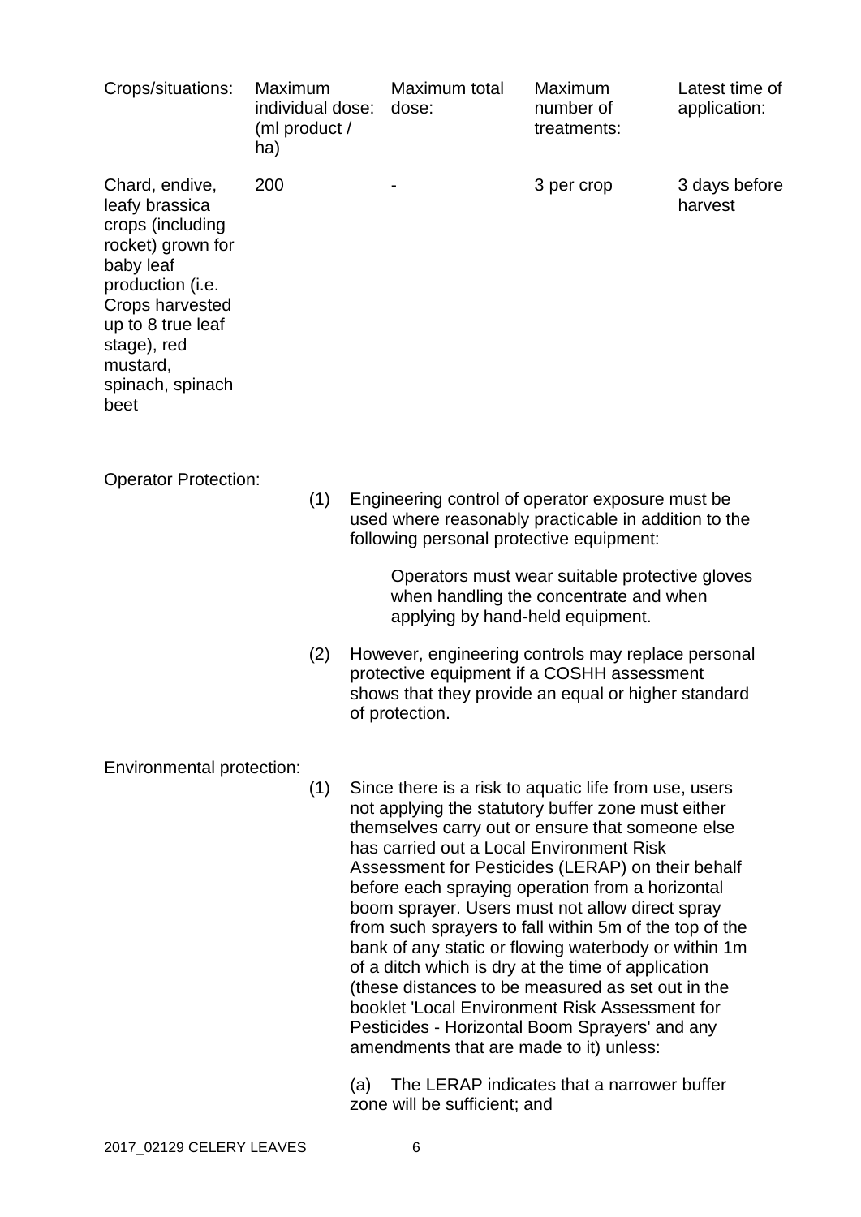| Crops/situations: | Maximum individual dose: (ml product / ha) | Maximum total dose: | Maximum number of treatments: | Latest time of application: |
|---|---|---|---|---|
| Chard, endive, leafy brassica crops (including rocket) grown for baby leaf production (i.e. Crops harvested up to 8 true leaf stage), red mustard, spinach, spinach beet | 200 | - | 3 per crop | 3 days before harvest |

Operator Protection:

(1) Engineering control of operator exposure must be used where reasonably practicable in addition to the following personal protective equipment:

Operators must wear suitable protective gloves when handling the concentrate and when applying by hand-held equipment.

(2) However, engineering controls may replace personal protective equipment if a COSHH assessment shows that they provide an equal or higher standard of protection.

Environmental protection:

(1) Since there is a risk to aquatic life from use, users not applying the statutory buffer zone must either themselves carry out or ensure that someone else has carried out a Local Environment Risk Assessment for Pesticides (LERAP) on their behalf before each spraying operation from a horizontal boom sprayer. Users must not allow direct spray from such sprayers to fall within 5m of the top of the bank of any static or flowing waterbody or within 1m of a ditch which is dry at the time of application (these distances to be measured as set out in the booklet 'Local Environment Risk Assessment for Pesticides - Horizontal Boom Sprayers' and any amendments that are made to it) unless:

(a) The LERAP indicates that a narrower buffer zone will be sufficient; and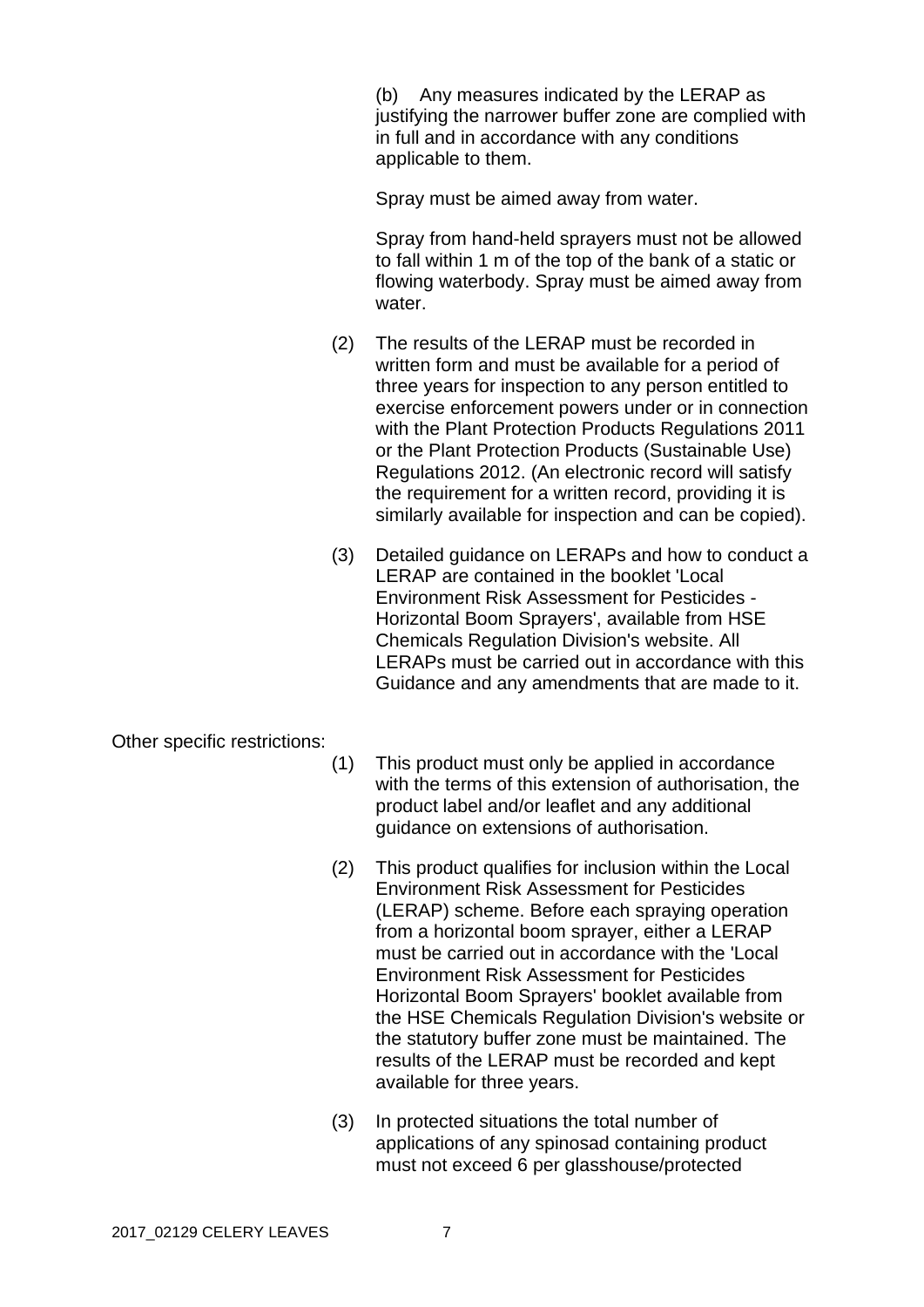(b) Any measures indicated by the LERAP as justifying the narrower buffer zone are complied with in full and in accordance with any conditions applicable to them.

Spray must be aimed away from water.

Spray from hand-held sprayers must not be allowed to fall within 1 m of the top of the bank of a static or flowing waterbody. Spray must be aimed away from water.

(2) The results of the LERAP must be recorded in written form and must be available for a period of three years for inspection to any person entitled to exercise enforcement powers under or in connection with the Plant Protection Products Regulations 2011 or the Plant Protection Products (Sustainable Use) Regulations 2012. (An electronic record will satisfy the requirement for a written record, providing it is similarly available for inspection and can be copied).

(3) Detailed guidance on LERAPs and how to conduct a LERAP are contained in the booklet 'Local Environment Risk Assessment for Pesticides - Horizontal Boom Sprayers', available from HSE Chemicals Regulation Division's website. All LERAPs must be carried out in accordance with this Guidance and any amendments that are made to it.

Other specific restrictions:

(1) This product must only be applied in accordance with the terms of this extension of authorisation, the product label and/or leaflet and any additional guidance on extensions of authorisation.

(2) This product qualifies for inclusion within the Local Environment Risk Assessment for Pesticides (LERAP) scheme. Before each spraying operation from a horizontal boom sprayer, either a LERAP must be carried out in accordance with the 'Local Environment Risk Assessment for Pesticides Horizontal Boom Sprayers' booklet available from the HSE Chemicals Regulation Division's website or the statutory buffer zone must be maintained. The results of the LERAP must be recorded and kept available for three years.

(3) In protected situations the total number of applications of any spinosad containing product must not exceed 6 per glasshouse/protected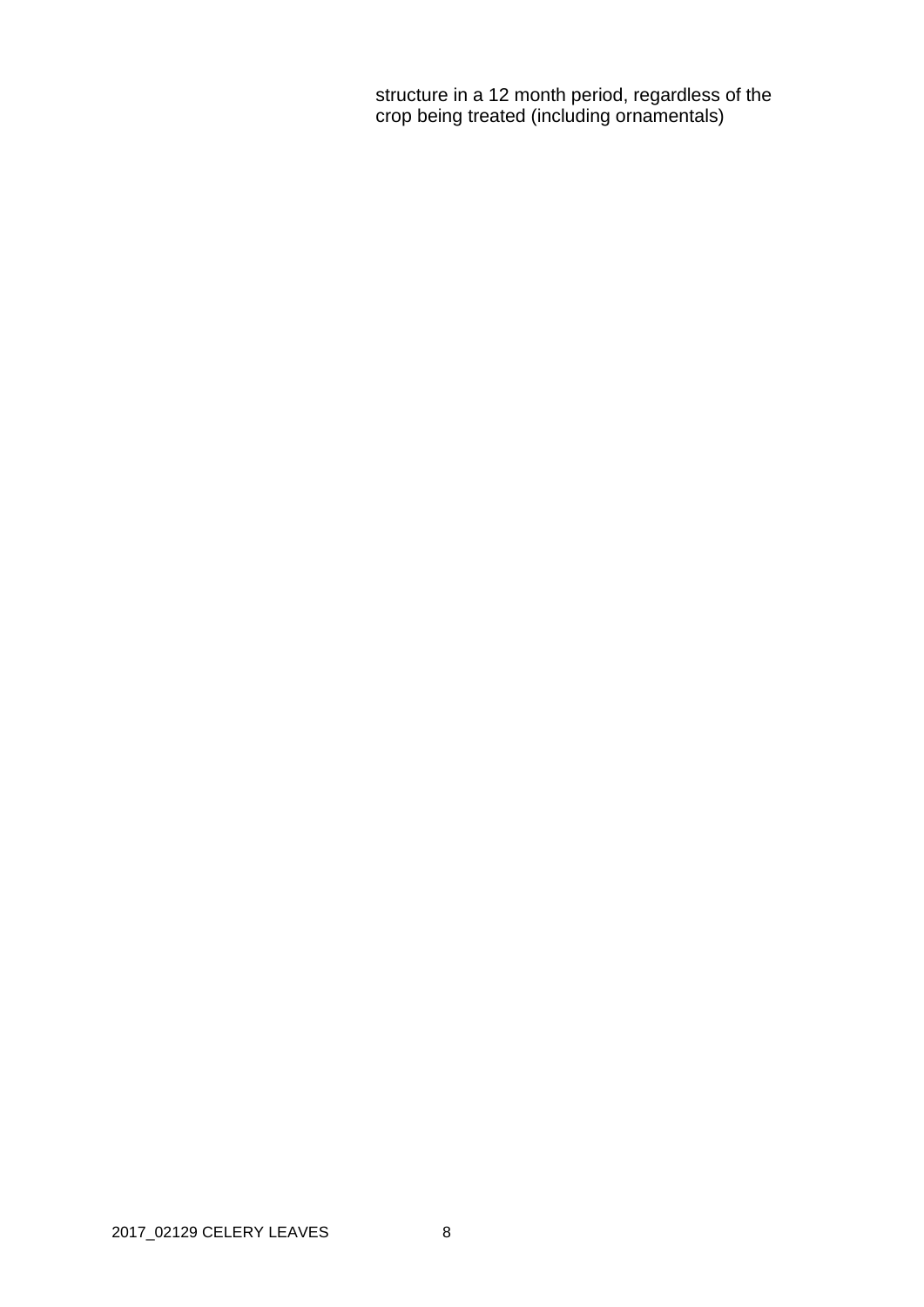structure in a 12 month period, regardless of the crop being treated (including ornamentals)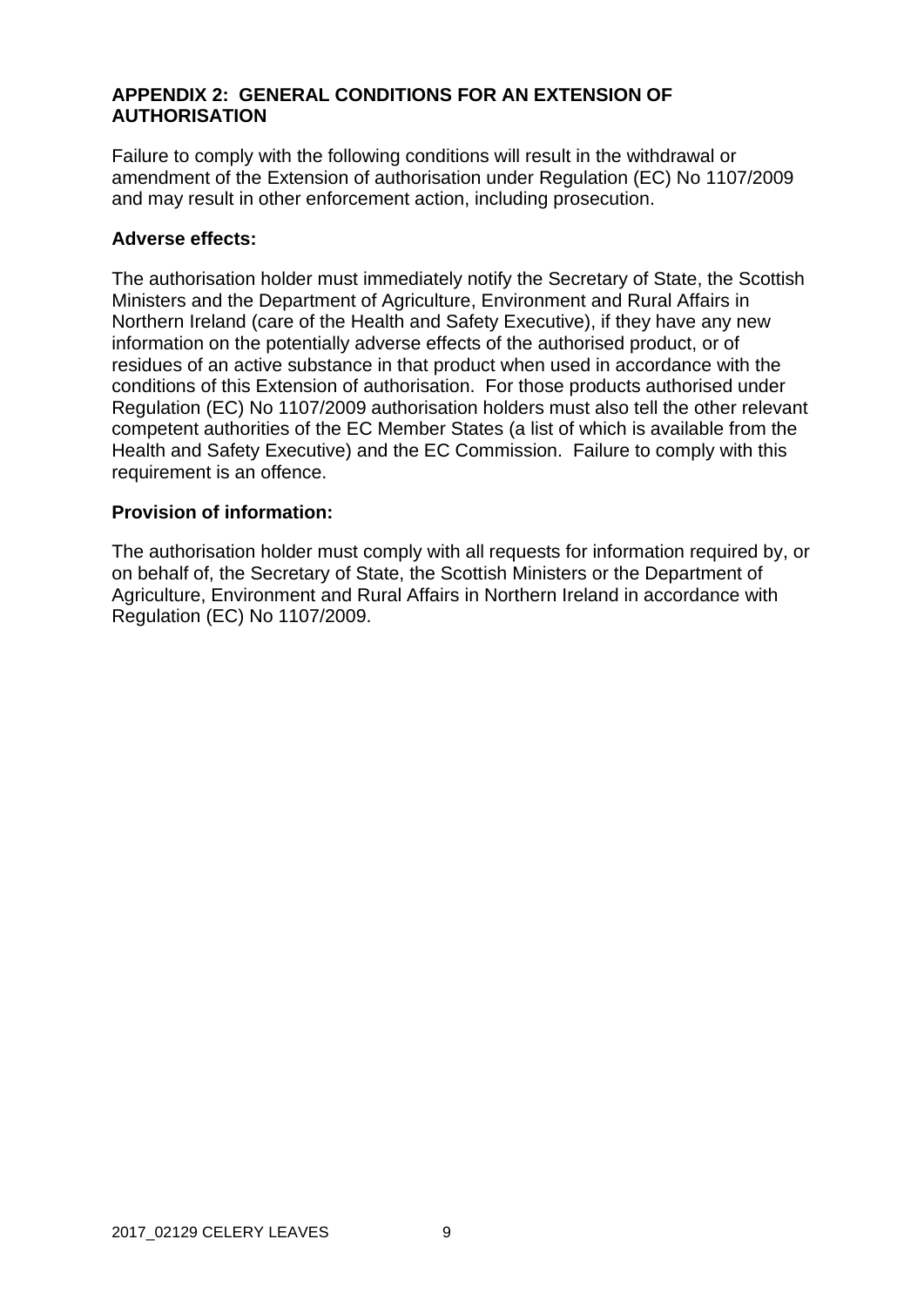## APPENDIX 2: GENERAL CONDITIONS FOR AN EXTENSION OF AUTHORISATION

Failure to comply with the following conditions will result in the withdrawal or amendment of the Extension of authorisation under Regulation (EC) No 1107/2009 and may result in other enforcement action, including prosecution.

**Adverse effects:**

The authorisation holder must immediately notify the Secretary of State, the Scottish Ministers and the Department of Agriculture, Environment and Rural Affairs in Northern Ireland (care of the Health and Safety Executive), if they have any new information on the potentially adverse effects of the authorised product, or of residues of an active substance in that product when used in accordance with the conditions of this Extension of authorisation. For those products authorised under Regulation (EC) No 1107/2009 authorisation holders must also tell the other relevant competent authorities of the EC Member States (a list of which is available from the Health and Safety Executive) and the EC Commission. Failure to comply with this requirement is an offence.

**Provision of information:**

The authorisation holder must comply with all requests for information required by, or on behalf of, the Secretary of State, the Scottish Ministers or the Department of Agriculture, Environment and Rural Affairs in Northern Ireland in accordance with Regulation (EC) No 1107/2009.